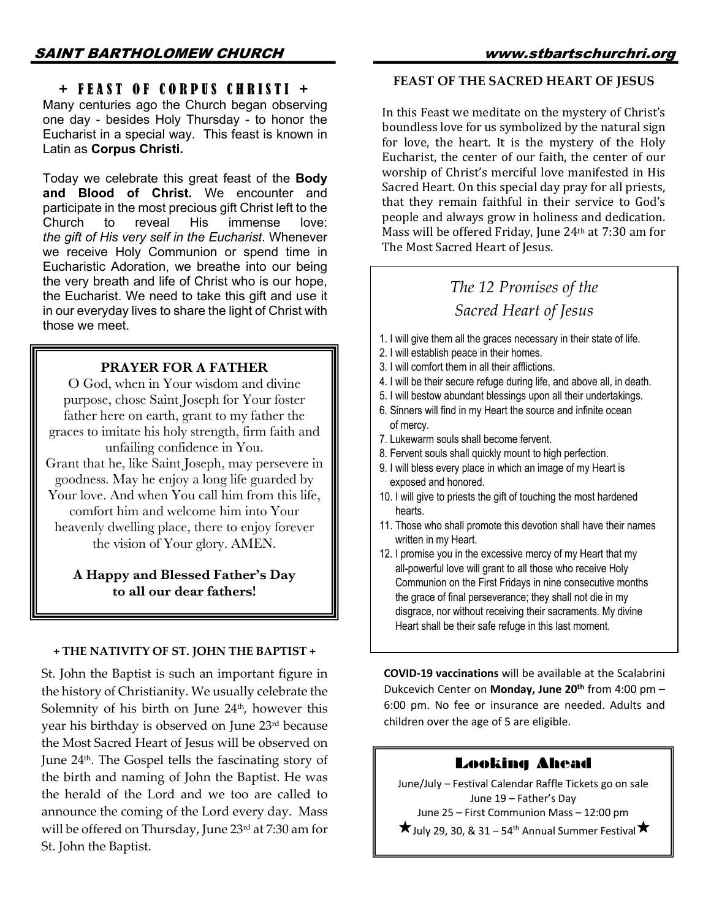## + FEAST OF CORPUS CHRISTI +

Many centuries ago the Church began observing one day - besides Holy Thursday - to honor the Eucharist in a special way. This feast is known in Latin as **Corpus Christi.**

Today we celebrate this great feast of the **Body and Blood of Christ.** We encounter and participate in the most precious gift Christ left to the Church to reveal His immense love: *the gift of His very self in the Eucharist*. Whenever we receive Holy Communion or spend time in Eucharistic Adoration, we breathe into our being the very breath and life of Christ who is our hope, the Eucharist. We need to take this gift and use it in our everyday lives to share the light of Christ with those we meet.

### PRAYER FOR A FATHER

O God, when in Your wisdom and divine purpose, chose Saint Joseph for Your foster father here on earth, grant to my father the graces to imitate his holy strength, firm faith and unfailing confidence in You.
Grant that he, like Saint Joseph, may persevere in goodness. May he enjoy a long life guarded by Your love. And when You call him from this life, comfort him and welcome him into Your heavenly dwelling place, there to enjoy forever the vision of Your glory. AMEN.

**A Happy and Blessed Father's Day to all our dear fathers!**

### + THE NATIVITY OF ST. JOHN THE BAPTIST +

St. John the Baptist is such an important figure in the history of Christianity. We usually celebrate the Solemnity of his birth on June 24th, however this year his birthday is observed on June 23rd because the Most Sacred Heart of Jesus will be observed on June 24th. The Gospel tells the fascinating story of the birth and naming of John the Baptist. He was the herald of the Lord and we too are called to announce the coming of the Lord every day. Mass will be offered on Thursday, June 23rd at 7:30 am for St. John the Baptist.

### FEAST OF THE SACRED HEART OF JESUS

In this Feast we meditate on the mystery of Christ's boundless love for us symbolized by the natural sign for love, the heart. It is the mystery of the Holy Eucharist, the center of our faith, the center of our worship of Christ's merciful love manifested in His Sacred Heart. On this special day pray for all priests, that they remain faithful in their service to God's people and always grow in holiness and dedication. Mass will be offered Friday, June 24th at 7:30 am for The Most Sacred Heart of Jesus.

### *The 12 Promises of the Sacred Heart of Jesus*

1. I will give them all the graces necessary in their state of life.
2. I will establish peace in their homes.
3. I will comfort them in all their afflictions.
4. I will be their secure refuge during life, and above all, in death.
5. I will bestow abundant blessings upon all their undertakings.
6. Sinners will find in my Heart the source and infinite ocean of mercy.
7. Lukewarm souls shall become fervent.
8. Fervent souls shall quickly mount to high perfection.
9. I will bless every place in which an image of my Heart is exposed and honored.
10. I will give to priests the gift of touching the most hardened hearts.
11. Those who shall promote this devotion shall have their names written in my Heart.
12. I promise you in the excessive mercy of my Heart that my all-powerful love will grant to all those who receive Holy Communion on the First Fridays in nine consecutive months the grace of final perseverance; they shall not die in my disgrace, nor without receiving their sacraments. My divine Heart shall be their safe refuge in this last moment.

**COVID-19 vaccinations** will be available at the Scalabrini Dukcevich Center on **Monday, June 20th** from 4:00 pm – 6:00 pm. No fee or insurance are needed. Adults and children over the age of 5 are eligible.

### Looking Ahead

June/July – Festival Calendar Raffle Tickets go on sale
June 19 – Father's Day
June 25 – First Communion Mass – 12:00 pm
★July 29, 30, & 31 – 54th Annual Summer Festival★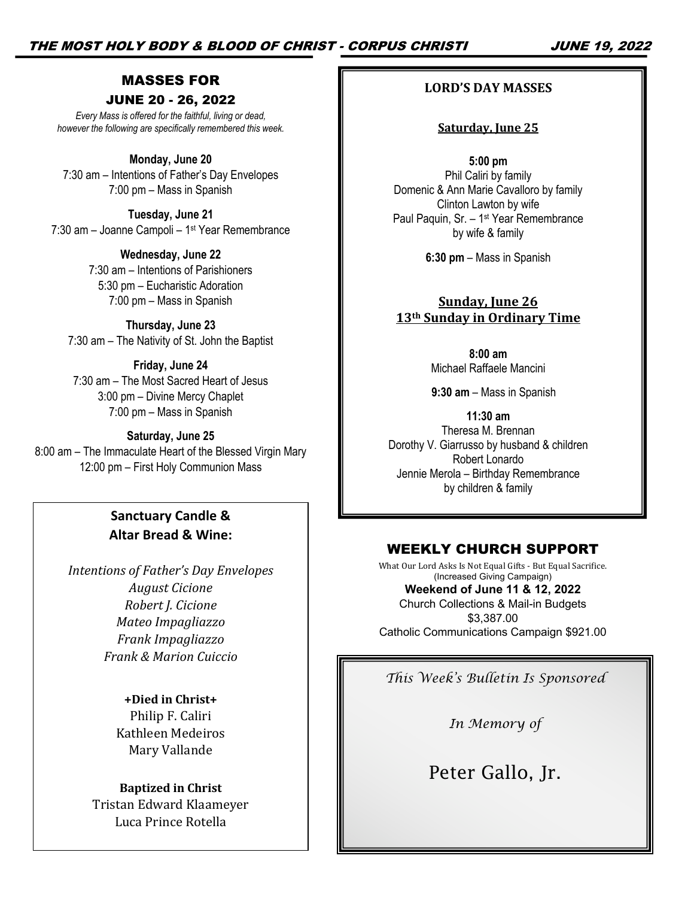## MASSES FOR
## JUNE 20 - 26, 2022

*Every Mass is offered for the faithful, living or dead, however the following are specifically remembered this week.*

**Monday, June 20**
7:30 am – Intentions of Father's Day Envelopes
7:00 pm – Mass in Spanish

**Tuesday, June 21**
7:30 am – Joanne Campoli – 1st Year Remembrance

**Wednesday, June 22**
7:30 am – Intentions of Parishioners
5:30 pm – Eucharistic Adoration
7:00 pm – Mass in Spanish

**Thursday, June 23**
7:30 am – The Nativity of St. John the Baptist

**Friday, June 24**
7:30 am – The Most Sacred Heart of Jesus
3:00 pm – Divine Mercy Chaplet
7:00 pm – Mass in Spanish

**Saturday, June 25**
8:00 am – The Immaculate Heart of the Blessed Virgin Mary
12:00 pm – First Holy Communion Mass

### Sanctuary Candle & Altar Bread & Wine:

*Intentions of Father's Day Envelopes*
*August Cicione*
*Robert J. Cicione*
*Mateo Impagliazzo*
*Frank Impagliazzo*
*Frank & Marion Cuiccio*

**+Died in Christ+**
Philip F. Caliri
Kathleen Medeiros
Mary Vallande

**Baptized in Christ**
Tristan Edward Klaameyer
Luca Prince Rotella

### LORD'S DAY MASSES

**Saturday, June 25**

**5:00 pm**
Phil Caliri by family
Domenic & Ann Marie Cavalloro by family
Clinton Lawton by wife
Paul Paquin, Sr. – 1st Year Remembrance by wife & family

**6:30 pm** – Mass in Spanish

**Sunday, June 26**
**13th Sunday in Ordinary Time**

**8:00 am**
Michael Raffaele Mancini

**9:30 am** – Mass in Spanish

**11:30 am**
Theresa M. Brennan
Dorothy V. Giarrusso by husband & children
Robert Lonardo
Jennie Merola – Birthday Remembrance by children & family

## WEEKLY CHURCH SUPPORT

What Our Lord Asks Is Not Equal Gifts - But Equal Sacrifice.
(Increased Giving Campaign)

**Weekend of June 11 & 12, 2022**
Church Collections & Mail-in Budgets
$3,387.00
Catholic Communications Campaign $921.00

*This Week's Bulletin Is Sponsored*

*In Memory of*

Peter Gallo, Jr.